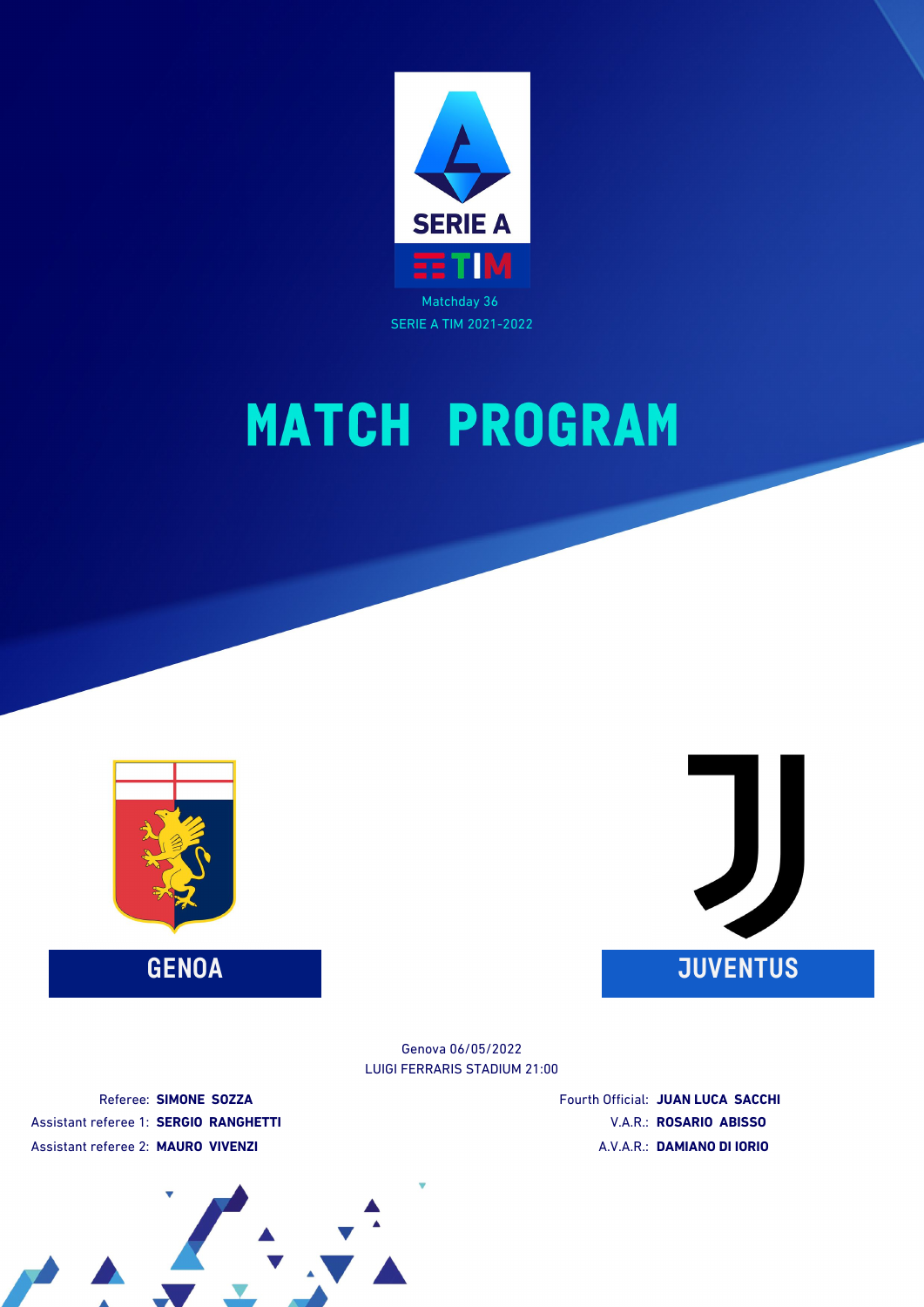SERIE A TIM

Matchday 36

SERIE A TIM 2021-2022

# MATCH PROGRAM

**GENOA**

**JUVENTUS**

Genova 06/05/2022

LUIGI FERRARIS STADIUM 21:00

Referee: **SIMONE SOZZA**

Assistant referee 1: **SERGIO RANGHETTI**

Assistant referee 2: **MAURO VIVENZI**

Fourth Official: **JUAN LUCA SACCHI**

V.A.R.: **ROSARIO ABISSO**

A.V.A.R.: **DAMIANO DI IORIO**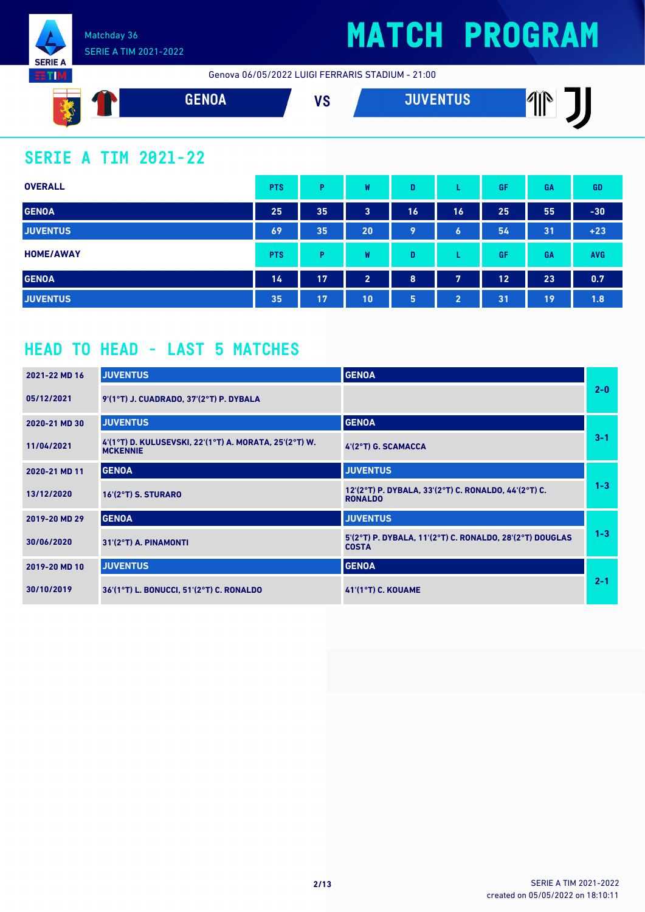Matchday 36
SERIE A TIM 2021-2022

# MATCH PROGRAM

Genova 06/05/2022 LUIGI FERRARIS STADIUM - 21:00

**GENOA** VS **JUVENTUS**

## SERIE A TIM 2021-22

| OVERALL | PTS | P | W | D | L | GF | GA | GD |
|---|---|---|---|---|---|---|---|---|
| GENOA | 25 | 35 | 3 | 16 | 16 | 25 | 55 | -30 |
| JUVENTUS | 69 | 35 | 20 | 9 | 6 | 54 | 31 | +23 |

| HOME/AWAY | PTS | P | W | D | L | GF | GA | AVG |
|---|---|---|---|---|---|---|---|---|
| GENOA | 14 | 17 | 2 | 8 | 7 | 12 | 23 | 0.7 |
| JUVENTUS | 35 | 17 | 10 | 5 | 2 | 31 | 19 | 1.8 |

## HEAD TO HEAD - LAST 5 MATCHES

| Matchday / Date | Home | Away | Score |
|---|---|---|---|
| 2021-22 MD 16 | JUVENTUS | GENOA | 2-0 |
| 05/12/2021 | 9'(1°T) J. CUADRADO, 37'(2°T) P. DYBALA | | |
| 2020-21 MD 30 | JUVENTUS | GENOA | 3-1 |
| 11/04/2021 | 4'(1°T) D. KULUSEVSKI, 22'(1°T) A. MORATA, 25'(2°T) W. MCKENNIE | 4'(2°T) G. SCAMACCA | |
| 2020-21 MD 11 | GENOA | JUVENTUS | 1-3 |
| 13/12/2020 | 16'(2°T) S. STURARO | 12'(2°T) P. DYBALA, 33'(2°T) C. RONALDO, 44'(2°T) C. RONALDO | |
| 2019-20 MD 29 | GENOA | JUVENTUS | 1-3 |
| 30/06/2020 | 31'(2°T) A. PINAMONTI | 5'(2°T) P. DYBALA, 11'(2°T) C. RONALDO, 28'(2°T) DOUGLAS COSTA | |
| 2019-20 MD 10 | JUVENTUS | GENOA | 2-1 |
| 30/10/2019 | 36'(1°T) L. BONUCCI, 51'(2°T) C. RONALDO | 41'(1°T) C. KOUAME | |

SERIE A TIM 2021-2022
created on 05/05/2022 on 18:10:11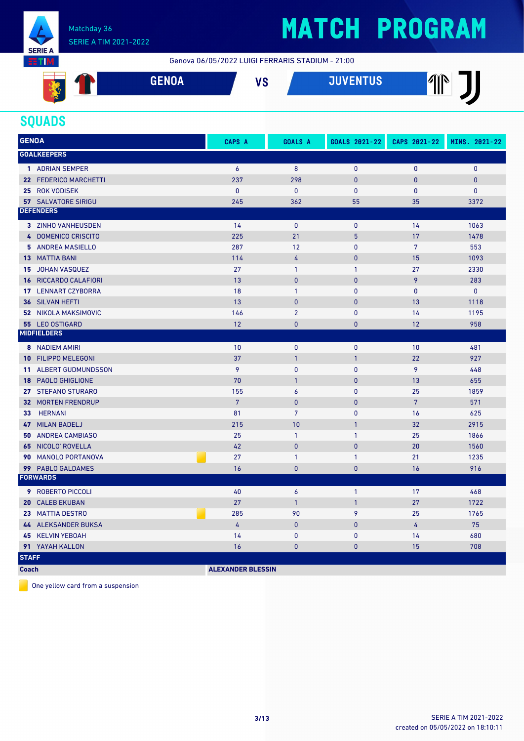# MATCH PROGRAM

Matchday 36
SERIE A TIM 2021-2022

Genova 06/05/2022 LUIGI FERRARIS STADIUM - 21:00

**GENOA** VS **JUVENTUS**

## SQUADS

| GENOA | | CAPS A | GOALS A | GOALS 2021-22 | CAPS 2021-22 | MINS. 2021-22 |
|---|---|---|---|---|---|---|
| **GOALKEEPERS** | | | | | | |
| 1 | ADRIAN SEMPER | 6 | 8 | 0 | 0 | 0 |
| 22 | FEDERICO MARCHETTI | 237 | 298 | 0 | 0 | 0 |
| 25 | ROK VODISEK | 0 | 0 | 0 | 0 | 0 |
| 57 | SALVATORE SIRIGU | 245 | 362 | 55 | 35 | 3372 |
| **DEFENDERS** | | | | | | |
| 3 | ZINHO VANHEUSDEN | 14 | 0 | 0 | 14 | 1063 |
| 4 | DOMENICO CRISCITO | 225 | 21 | 5 | 17 | 1478 |
| 5 | ANDREA MASIELLO | 287 | 12 | 0 | 7 | 553 |
| 13 | MATTIA BANI | 114 | 4 | 0 | 15 | 1093 |
| 15 | JOHAN VASQUEZ | 27 | 1 | 1 | 27 | 2330 |
| 16 | RICCARDO CALAFIORI | 13 | 0 | 0 | 9 | 283 |
| 17 | LENNART CZYBORRA | 18 | 1 | 0 | 0 | 0 |
| 36 | SILVAN HEFTI | 13 | 0 | 0 | 13 | 1118 |
| 52 | NIKOLA MAKSIMOVIC | 146 | 2 | 0 | 14 | 1195 |
| 55 | LEO OSTIGARD | 12 | 0 | 0 | 12 | 958 |
| **MIDFIELDERS** | | | | | | |
| 8 | NADIEM AMIRI | 10 | 0 | 0 | 10 | 481 |
| 10 | FILIPPO MELEGONI | 37 | 1 | 1 | 22 | 927 |
| 11 | ALBERT GUDMUNDSSON | 9 | 0 | 0 | 9 | 448 |
| 18 | PAOLO GHIGLIONE | 70 | 1 | 0 | 13 | 655 |
| 27 | STEFANO STURARO | 155 | 6 | 0 | 25 | 1859 |
| 32 | MORTEN FRENDRUP | 7 | 0 | 0 | 7 | 571 |
| 33 | HERNANI | 81 | 7 | 0 | 16 | 625 |
| 47 | MILAN BADELJ | 215 | 10 | 1 | 32 | 2915 |
| 50 | ANDREA CAMBIASO | 25 | 1 | 1 | 25 | 1866 |
| 65 | NICOLO' ROVELLA | 42 | 0 | 0 | 20 | 1560 |
| 90 | MANOLO PORTANOVA (yellow card) | 27 | 1 | 1 | 21 | 1235 |
| 99 | PABLO GALDAMES | 16 | 0 | 0 | 16 | 916 |
| **FORWARDS** | | | | | | |
| 9 | ROBERTO PICCOLI | 40 | 6 | 1 | 17 | 468 |
| 20 | CALEB EKUBAN | 27 | 1 | 1 | 27 | 1722 |
| 23 | MATTIA DESTRO (yellow card) | 285 | 90 | 9 | 25 | 1765 |
| 44 | ALEKSANDER BUKSA | 4 | 0 | 0 | 4 | 75 |
| 45 | KELVIN YEBOAH | 14 | 0 | 0 | 14 | 680 |
| 91 | YAYAH KALLON | 16 | 0 | 0 | 15 | 708 |
| **STAFF** | | | | | | |
| Coach | | ALEXANDER BLESSIN | | | | |

One yellow card from a suspension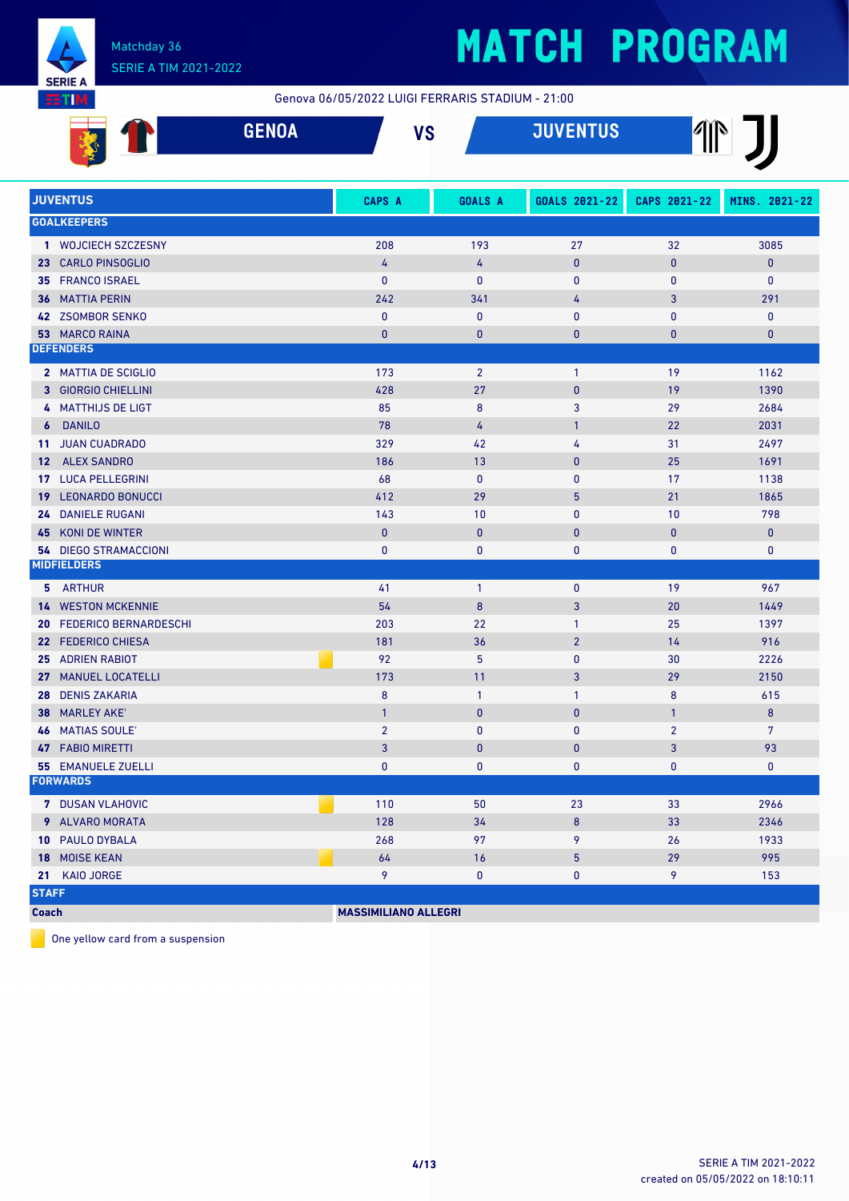# MATCH PROGRAM

Matchday 36
SERIE A TIM 2021-2022

Genova 06/05/2022 LUIGI FERRARIS STADIUM - 21:00

## GENOA VS JUVENTUS

| JUVENTUS | CAPS A | GOALS A | GOALS 2021-22 | CAPS 2021-22 | MINS. 2021-22 |
|---|---|---|---|---|---|
| **GOALKEEPERS** | | | | | |
| 1 WOJCIECH SZCZESNY | 208 | 193 | 27 | 32 | 3085 |
| 23 CARLO PINSOGLIO | 4 | 4 | 0 | 0 | 0 |
| 35 FRANCO ISRAEL | 0 | 0 | 0 | 0 | 0 |
| 36 MATTIA PERIN | 242 | 341 | 4 | 3 | 291 |
| 42 ZSOMBOR SENKO | 0 | 0 | 0 | 0 | 0 |
| 53 MARCO RAINA | 0 | 0 | 0 | 0 | 0 |
| **DEFENDERS** | | | | | |
| 2 MATTIA DE SCIGLIO | 173 | 2 | 1 | 19 | 1162 |
| 3 GIORGIO CHIELLINI | 428 | 27 | 0 | 19 | 1390 |
| 4 MATTHIJS DE LIGT | 85 | 8 | 3 | 29 | 2684 |
| 6 DANILO | 78 | 4 | 1 | 22 | 2031 |
| 11 JUAN CUADRADO | 329 | 42 | 4 | 31 | 2497 |
| 12 ALEX SANDRO | 186 | 13 | 0 | 25 | 1691 |
| 17 LUCA PELLEGRINI | 68 | 0 | 0 | 17 | 1138 |
| 19 LEONARDO BONUCCI | 412 | 29 | 5 | 21 | 1865 |
| 24 DANIELE RUGANI | 143 | 10 | 0 | 10 | 798 |
| 45 KONI DE WINTER | 0 | 0 | 0 | 0 | 0 |
| 54 DIEGO STRAMACCIONI | 0 | 0 | 0 | 0 | 0 |
| **MIDFIELDERS** | | | | | |
| 5 ARTHUR | 41 | 1 | 0 | 19 | 967 |
| 14 WESTON MCKENNIE | 54 | 8 | 3 | 20 | 1449 |
| 20 FEDERICO BERNARDESCHI | 203 | 22 | 1 | 25 | 1397 |
| 22 FEDERICO CHIESA | 181 | 36 | 2 | 14 | 916 |
| 25 ADRIEN RABIOT (yellow card) | 92 | 5 | 0 | 30 | 2226 |
| 27 MANUEL LOCATELLI | 173 | 11 | 3 | 29 | 2150 |
| 28 DENIS ZAKARIA | 8 | 1 | 1 | 8 | 615 |
| 38 MARLEY AKE' | 1 | 0 | 0 | 1 | 8 |
| 46 MATIAS SOULE' | 2 | 0 | 0 | 2 | 7 |
| 47 FABIO MIRETTI | 3 | 0 | 0 | 3 | 93 |
| 55 EMANUELE ZUELLI | 0 | 0 | 0 | 0 | 0 |
| **FORWARDS** | | | | | |
| 7 DUSAN VLAHOVIC (yellow card) | 110 | 50 | 23 | 33 | 2966 |
| 9 ALVARO MORATA | 128 | 34 | 8 | 33 | 2346 |
| 10 PAULO DYBALA | 268 | 97 | 9 | 26 | 1933 |
| 18 MOISE KEAN (yellow card) | 64 | 16 | 5 | 29 | 995 |
| 21 KAIO JORGE | 9 | 0 | 0 | 9 | 153 |
| **STAFF** | | | | | |
| Coach | MASSIMILIANO ALLEGRI | | | | |

(yellow card) One yellow card from a suspension

created on 05/05/2022 on 18:10:11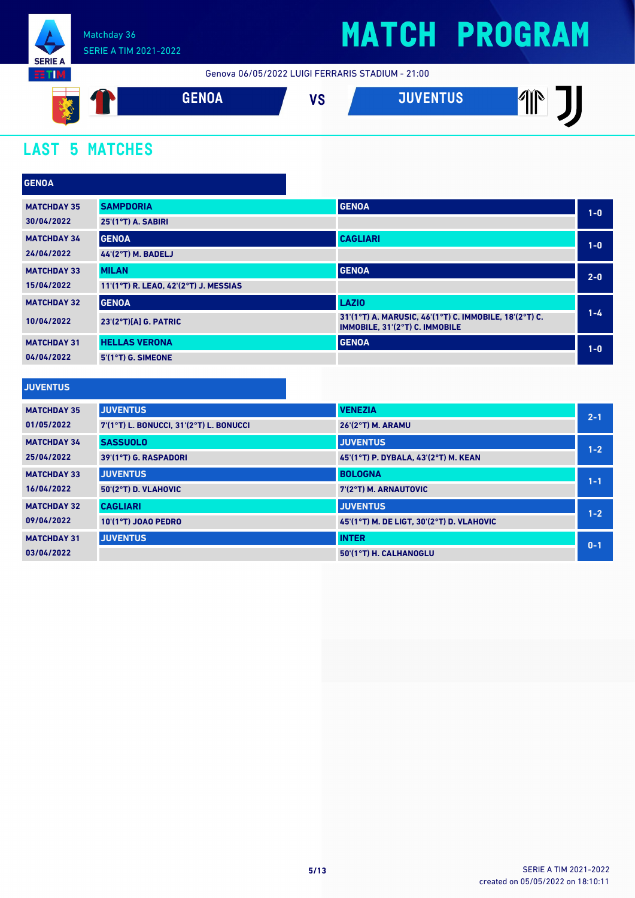Matchday 36
SERIE A TIM 2021-2022

# MATCH PROGRAM

Genova 06/05/2022 LUIGI FERRARIS STADIUM - 21:00

**GENOA** VS **JUVENTUS**

## LAST 5 MATCHES

### GENOA

| Matchday | Home | Away | Score |
|---|---|---|---|
| MATCHDAY 35<br>30/04/2022 | **SAMPDORIA**<br>25'(1°T) A. SABIRI | **GENOA** | 1-0 |
| MATCHDAY 34<br>24/04/2022 | **GENOA**<br>44'(2°T) M. BADELJ | **CAGLIARI** | 1-0 |
| MATCHDAY 33<br>15/04/2022 | **MILAN**<br>11'(1°T) R. LEAO, 42'(2°T) J. MESSIAS | **GENOA** | 2-0 |
| MATCHDAY 32<br>10/04/2022 | **GENOA**<br>23'(2°T)[A] G. PATRIC | **LAZIO**<br>31'(1°T) A. MARUSIC, 46'(1°T) C. IMMOBILE, 18'(2°T) C. IMMOBILE, 31'(2°T) C. IMMOBILE | 1-4 |
| MATCHDAY 31<br>04/04/2022 | **HELLAS VERONA**<br>5'(1°T) G. SIMEONE | **GENOA** | 1-0 |

### JUVENTUS

| Matchday | Home | Away | Score |
|---|---|---|---|
| MATCHDAY 35<br>01/05/2022 | **JUVENTUS**<br>7'(1°T) L. BONUCCI, 31'(2°T) L. BONUCCI | **VENEZIA**<br>26'(2°T) M. ARAMU | 2-1 |
| MATCHDAY 34<br>25/04/2022 | **SASSUOLO**<br>39'(1°T) G. RASPADORI | **JUVENTUS**<br>45'(1°T) P. DYBALA, 43'(2°T) M. KEAN | 1-2 |
| MATCHDAY 33<br>16/04/2022 | **JUVENTUS**<br>50'(2°T) D. VLAHOVIC | **BOLOGNA**<br>7'(2°T) M. ARNAUTOVIC | 1-1 |
| MATCHDAY 32<br>09/04/2022 | **CAGLIARI**<br>10'(1°T) JOAO PEDRO | **JUVENTUS**<br>45'(1°T) M. DE LIGT, 30'(2°T) D. VLAHOVIC | 1-2 |
| MATCHDAY 31<br>03/04/2022 | **JUVENTUS** | **INTER**<br>50'(1°T) H. CALHANOGLU | 0-1 |

SERIE A TIM 2021-2022
created on 05/05/2022 on 18:10:11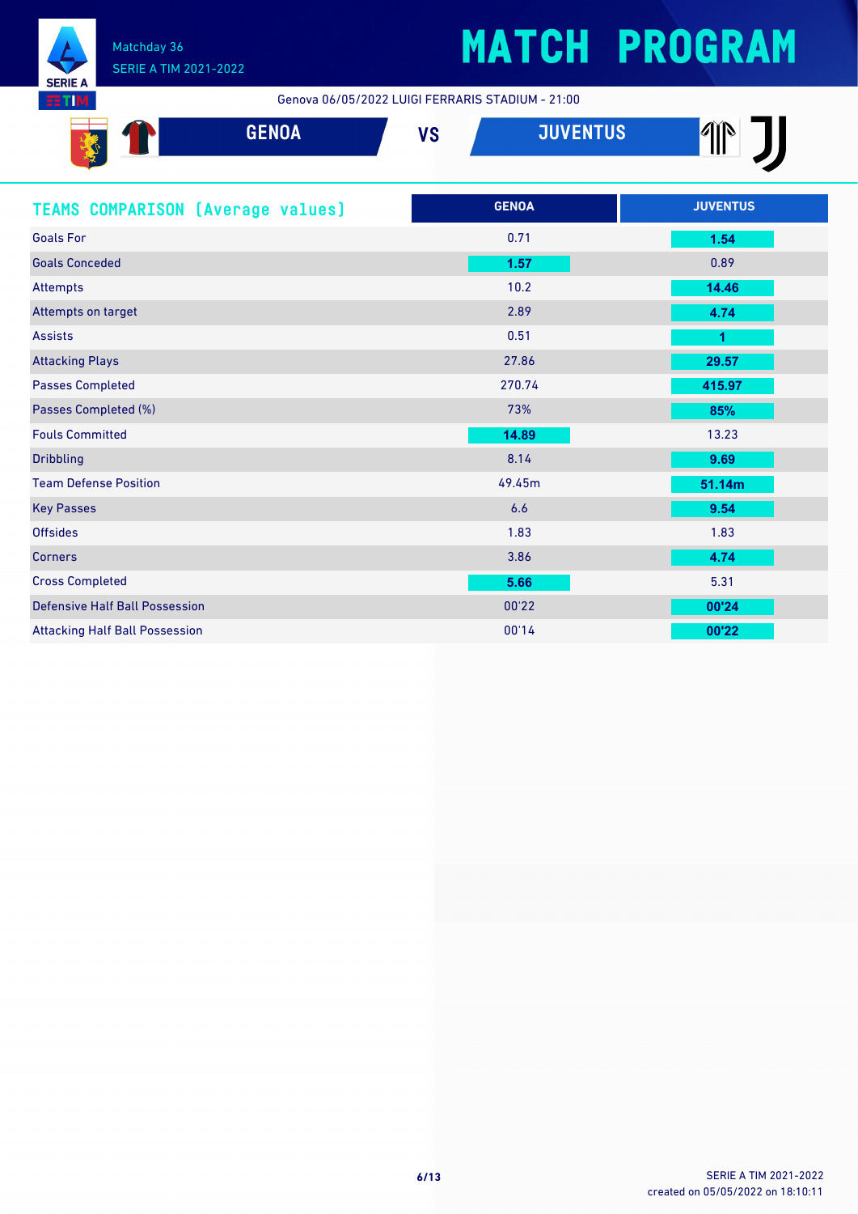# MATCH PROGRAM

Matchday 36
SERIE A TIM 2021-2022

Genova 06/05/2022 LUIGI FERRARIS STADIUM - 21:00

**GENOA** VS **JUVENTUS**

## TEAMS COMPARISON (Average values)

| | GENOA | JUVENTUS |
|---|---|---|
| Goals For | 0.71 | **1.54** |
| Goals Conceded | **1.57** | 0.89 |
| Attempts | 10.2 | **14.46** |
| Attempts on target | 2.89 | **4.74** |
| Assists | 0.51 | **1** |
| Attacking Plays | 27.86 | **29.57** |
| Passes Completed | 270.74 | **415.97** |
| Passes Completed (%) | 73% | **85%** |
| Fouls Committed | **14.89** | 13.23 |
| Dribbling | 8.14 | **9.69** |
| Team Defense Position | 49.45m | **51.14m** |
| Key Passes | 6.6 | **9.54** |
| Offsides | 1.83 | 1.83 |
| Corners | 3.86 | **4.74** |
| Cross Completed | **5.66** | 5.31 |
| Defensive Half Ball Possession | 00'22 | **00'24** |
| Attacking Half Ball Possession | 00'14 | **00'22** |

SERIE A TIM 2021-2022
created on 05/05/2022 on 18:10:11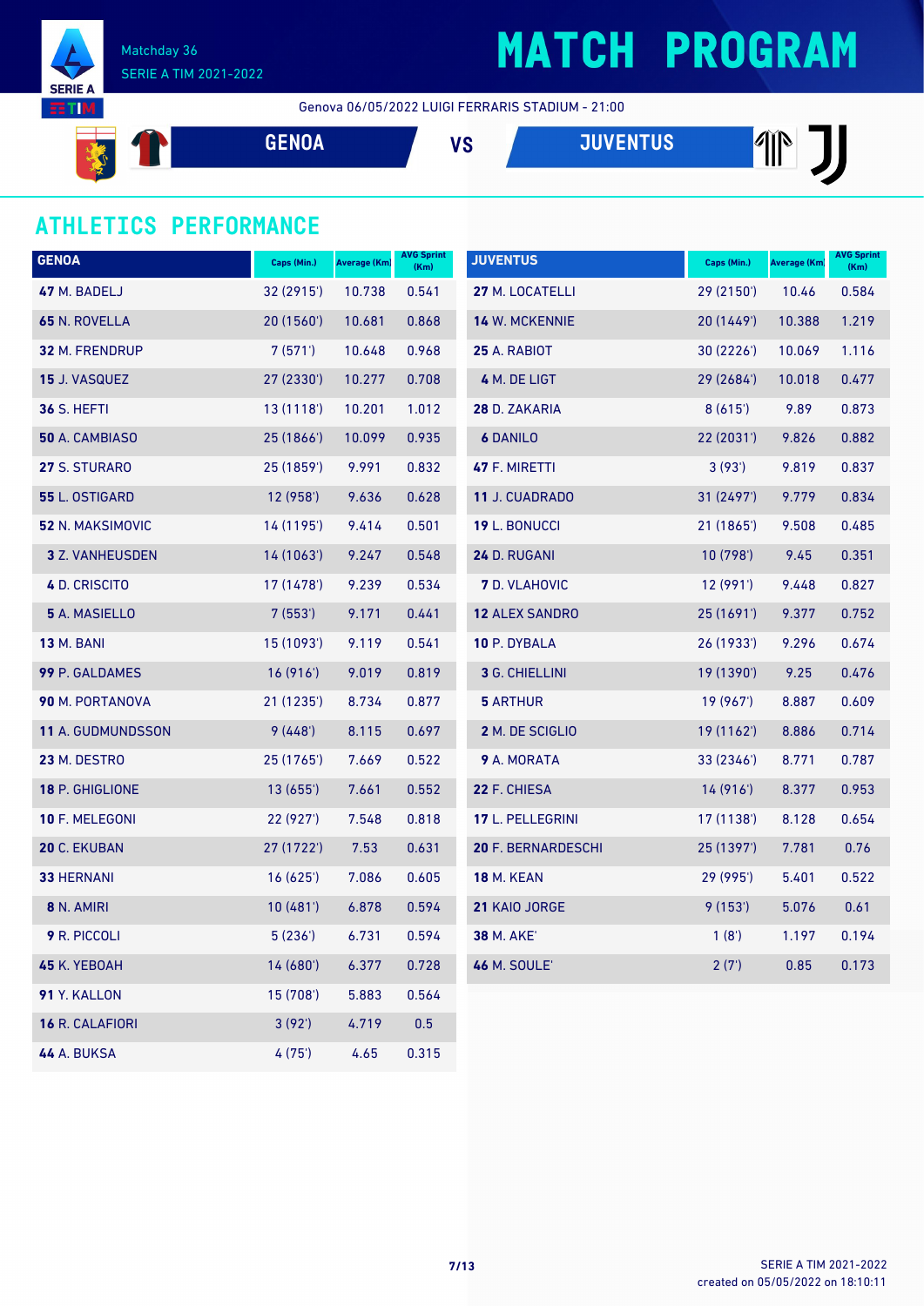# MATCH PROGRAM

Matchday 36
SERIE A TIM 2021-2022

Genova 06/05/2022 LUIGI FERRARIS STADIUM - 21:00

**GENOA** VS **JUVENTUS**

## ATHLETICS PERFORMANCE

| GENOA | Caps (Min.) | Average (Km) | AVG Sprint (Km) |
|---|---|---|---|
| **47** M. BADELJ | 32 (2915') | 10.738 | 0.541 |
| **65** N. ROVELLA | 20 (1560') | 10.681 | 0.868 |
| **32** M. FRENDRUP | 7 (571') | 10.648 | 0.968 |
| **15** J. VASQUEZ | 27 (2330') | 10.277 | 0.708 |
| **36** S. HEFTI | 13 (1118') | 10.201 | 1.012 |
| **50** A. CAMBIASO | 25 (1866') | 10.099 | 0.935 |
| **27** S. STURARO | 25 (1859') | 9.991 | 0.832 |
| **55** L. OSTIGARD | 12 (958') | 9.636 | 0.628 |
| **52** N. MAKSIMOVIC | 14 (1195') | 9.414 | 0.501 |
| **3** Z. VANHEUSDEN | 14 (1063') | 9.247 | 0.548 |
| **4** D. CRISCITO | 17 (1478') | 9.239 | 0.534 |
| **5** A. MASIELLO | 7 (553') | 9.171 | 0.441 |
| **13** M. BANI | 15 (1093') | 9.119 | 0.541 |
| **99** P. GALDAMES | 16 (916') | 9.019 | 0.819 |
| **90** M. PORTANOVA | 21 (1235') | 8.734 | 0.877 |
| **11** A. GUDMUNDSSON | 9 (448') | 8.115 | 0.697 |
| **23** M. DESTRO | 25 (1765') | 7.669 | 0.522 |
| **18** P. GHIGLIONE | 13 (655') | 7.661 | 0.552 |
| **10** F. MELEGONI | 22 (927') | 7.548 | 0.818 |
| **20** C. EKUBAN | 27 (1722') | 7.53 | 0.631 |
| **33** HERNANI | 16 (625') | 7.086 | 0.605 |
| **8** N. AMIRI | 10 (481') | 6.878 | 0.594 |
| **9** R. PICCOLI | 5 (236') | 6.731 | 0.594 |
| **45** K. YEBOAH | 14 (680') | 6.377 | 0.728 |
| **91** Y. KALLON | 15 (708') | 5.883 | 0.564 |
| **16** R. CALAFIORI | 3 (92') | 4.719 | 0.5 |
| **44** A. BUKSA | 4 (75') | 4.65 | 0.315 |

| JUVENTUS | Caps (Min.) | Average (Km) | AVG Sprint (Km) |
|---|---|---|---|
| **27** M. LOCATELLI | 29 (2150') | 10.46 | 0.584 |
| **14** W. MCKENNIE | 20 (1449') | 10.388 | 1.219 |
| **25** A. RABIOT | 30 (2226') | 10.069 | 1.116 |
| **4** M. DE LIGT | 29 (2684') | 10.018 | 0.477 |
| **28** D. ZAKARIA | 8 (615') | 9.89 | 0.873 |
| **6** DANILO | 22 (2031') | 9.826 | 0.882 |
| **47** F. MIRETTI | 3 (93') | 9.819 | 0.837 |
| **11** J. CUADRADO | 31 (2497') | 9.779 | 0.834 |
| **19** L. BONUCCI | 21 (1865') | 9.508 | 0.485 |
| **24** D. RUGANI | 10 (798') | 9.45 | 0.351 |
| **7** D. VLAHOVIC | 12 (991') | 9.448 | 0.827 |
| **12** ALEX SANDRO | 25 (1691') | 9.377 | 0.752 |
| **10** P. DYBALA | 26 (1933') | 9.296 | 0.674 |
| **3** G. CHIELLINI | 19 (1390') | 9.25 | 0.476 |
| **5** ARTHUR | 19 (967') | 8.887 | 0.609 |
| **2** M. DE SCIGLIO | 19 (1162') | 8.886 | 0.714 |
| **9** A. MORATA | 33 (2346') | 8.771 | 0.787 |
| **22** F. CHIESA | 14 (916') | 8.377 | 0.953 |
| **17** L. PELLEGRINI | 17 (1138') | 8.128 | 0.654 |
| **20** F. BERNARDESCHI | 25 (1397') | 7.781 | 0.76 |
| **18** M. KEAN | 29 (995') | 5.401 | 0.522 |
| **21** KAIO JORGE | 9 (153') | 5.076 | 0.61 |
| **38** M. AKE' | 1 (8') | 1.197 | 0.194 |
| **46** M. SOULE' | 2 (7') | 0.85 | 0.173 |

SERIE A TIM 2021-2022
created on 05/05/2022 on 18:10:11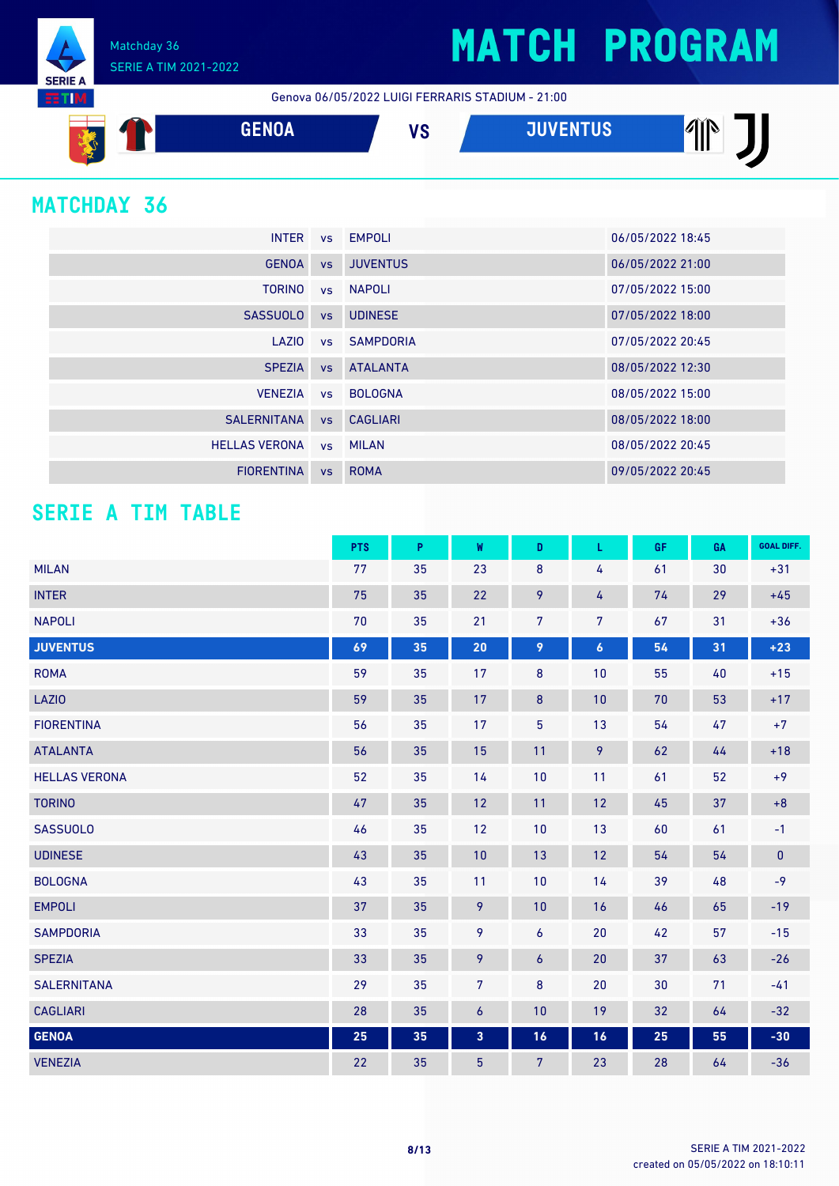Matchday 36
SERIE A TIM 2021-2022

# MATCH PROGRAM

Genova 06/05/2022 LUIGI FERRARIS STADIUM - 21:00

**GENOA** VS **JUVENTUS**

## MATCHDAY 36

| | | | |
|---|---|---|---|
| INTER | vs | EMPOLI | 06/05/2022 18:45 |
| GENOA | vs | JUVENTUS | 06/05/2022 21:00 |
| TORINO | vs | NAPOLI | 07/05/2022 15:00 |
| SASSUOLO | vs | UDINESE | 07/05/2022 18:00 |
| LAZIO | vs | SAMPDORIA | 07/05/2022 20:45 |
| SPEZIA | vs | ATALANTA | 08/05/2022 12:30 |
| VENEZIA | vs | BOLOGNA | 08/05/2022 15:00 |
| SALERNITANA | vs | CAGLIARI | 08/05/2022 18:00 |
| HELLAS VERONA | vs | MILAN | 08/05/2022 20:45 |
| FIORENTINA | vs | ROMA | 09/05/2022 20:45 |

## SERIE A TIM TABLE

| | PTS | P | W | D | L | GF | GA | GOAL DIFF. |
|---|---|---|---|---|---|---|---|---|
| MILAN | 77 | 35 | 23 | 8 | 4 | 61 | 30 | +31 |
| INTER | 75 | 35 | 22 | 9 | 4 | 74 | 29 | +45 |
| NAPOLI | 70 | 35 | 21 | 7 | 7 | 67 | 31 | +36 |
| **JUVENTUS** | **69** | **35** | **20** | **9** | **6** | **54** | **31** | **+23** |
| ROMA | 59 | 35 | 17 | 8 | 10 | 55 | 40 | +15 |
| LAZIO | 59 | 35 | 17 | 8 | 10 | 70 | 53 | +17 |
| FIORENTINA | 56 | 35 | 17 | 5 | 13 | 54 | 47 | +7 |
| ATALANTA | 56 | 35 | 15 | 11 | 9 | 62 | 44 | +18 |
| HELLAS VERONA | 52 | 35 | 14 | 10 | 11 | 61 | 52 | +9 |
| TORINO | 47 | 35 | 12 | 11 | 12 | 45 | 37 | +8 |
| SASSUOLO | 46 | 35 | 12 | 10 | 13 | 60 | 61 | -1 |
| UDINESE | 43 | 35 | 10 | 13 | 12 | 54 | 54 | 0 |
| BOLOGNA | 43 | 35 | 11 | 10 | 14 | 39 | 48 | -9 |
| EMPOLI | 37 | 35 | 9 | 10 | 16 | 46 | 65 | -19 |
| SAMPDORIA | 33 | 35 | 9 | 6 | 20 | 42 | 57 | -15 |
| SPEZIA | 33 | 35 | 9 | 6 | 20 | 37 | 63 | -26 |
| SALERNITANA | 29 | 35 | 7 | 8 | 20 | 30 | 71 | -41 |
| CAGLIARI | 28 | 35 | 6 | 10 | 19 | 32 | 64 | -32 |
| **GENOA** | **25** | **35** | **3** | **16** | **16** | **25** | **55** | **-30** |
| VENEZIA | 22 | 35 | 5 | 7 | 23 | 28 | 64 | -36 |

SERIE A TIM 2021-2022
created on 05/05/2022 on 18:10:11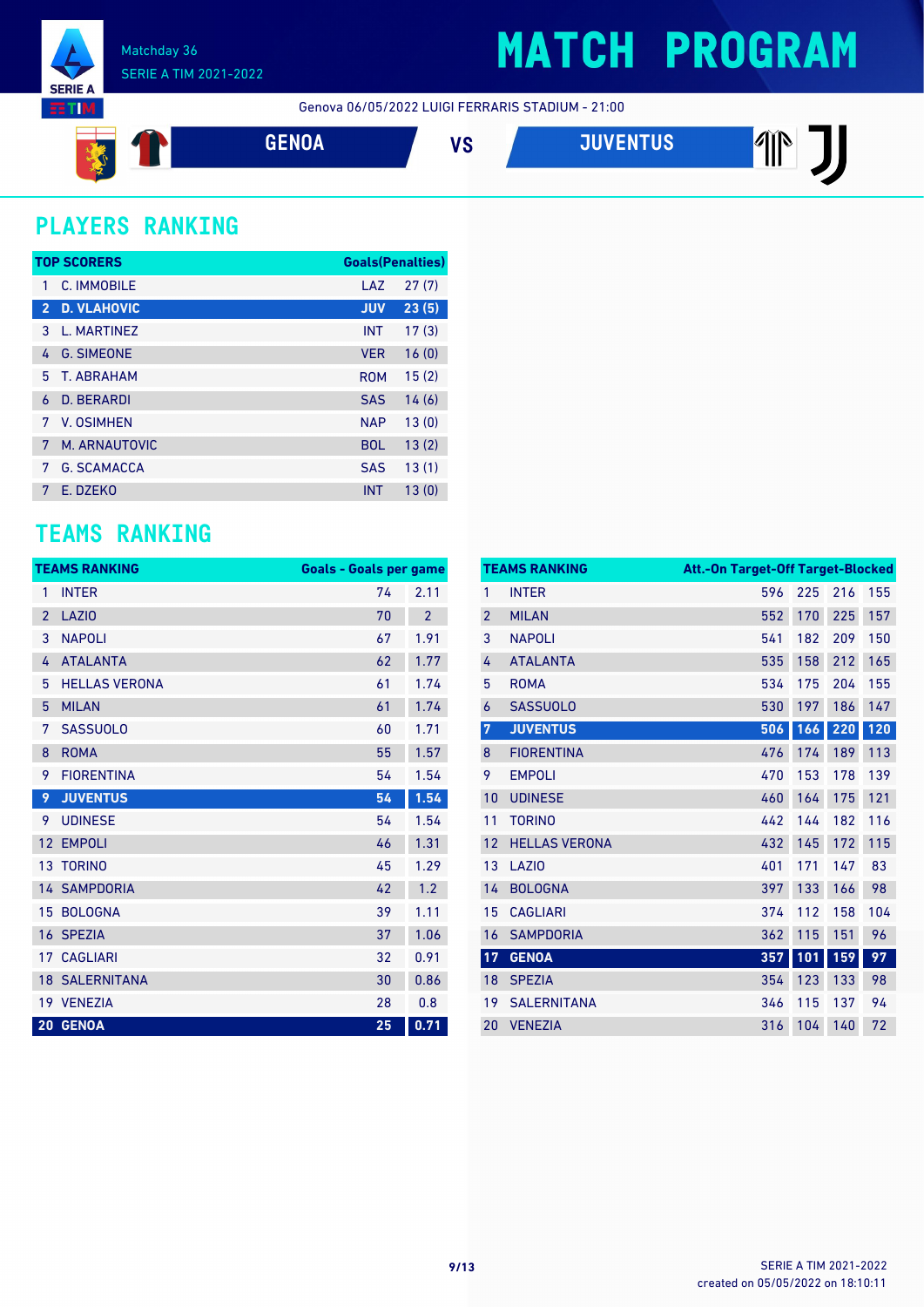# MATCH PROGRAM

Matchday 36
SERIE A TIM 2021-2022

Genova 06/05/2022 LUIGI FERRARIS STADIUM - 21:00

**GENOA** VS **JUVENTUS**

## PLAYERS RANKING

| TOP SCORERS | | | Goals(Penalties) |
|---|---|---|---|
| 1 | C. IMMOBILE | LAZ | 27 (7) |
| 2 | D. VLAHOVIC | JUV | 23 (5) |
| 3 | L. MARTINEZ | INT | 17 (3) |
| 4 | G. SIMEONE | VER | 16 (0) |
| 5 | T. ABRAHAM | ROM | 15 (2) |
| 6 | D. BERARDI | SAS | 14 (6) |
| 7 | V. OSIMHEN | NAP | 13 (0) |
| 7 | M. ARNAUTOVIC | BOL | 13 (2) |
| 7 | G. SCAMACCA | SAS | 13 (1) |
| 7 | E. DZEKO | INT | 13 (0) |

## TEAMS RANKING

| TEAMS RANKING | | Goals | Goals per game |
|---|---|---|---|
| 1 | INTER | 74 | 2.11 |
| 2 | LAZIO | 70 | 2 |
| 3 | NAPOLI | 67 | 1.91 |
| 4 | ATALANTA | 62 | 1.77 |
| 5 | HELLAS VERONA | 61 | 1.74 |
| 5 | MILAN | 61 | 1.74 |
| 7 | SASSUOLO | 60 | 1.71 |
| 8 | ROMA | 55 | 1.57 |
| 9 | FIORENTINA | 54 | 1.54 |
| 9 | JUVENTUS | 54 | 1.54 |
| 9 | UDINESE | 54 | 1.54 |
| 12 | EMPOLI | 46 | 1.31 |
| 13 | TORINO | 45 | 1.29 |
| 14 | SAMPDORIA | 42 | 1.2 |
| 15 | BOLOGNA | 39 | 1.11 |
| 16 | SPEZIA | 37 | 1.06 |
| 17 | CAGLIARI | 32 | 0.91 |
| 18 | SALERNITANA | 30 | 0.86 |
| 19 | VENEZIA | 28 | 0.8 |
| 20 | GENOA | 25 | 0.71 |

| TEAMS RANKING | | Att. | On Target | Off Target | Blocked |
|---|---|---|---|---|---|
| 1 | INTER | 596 | 225 | 216 | 155 |
| 2 | MILAN | 552 | 170 | 225 | 157 |
| 3 | NAPOLI | 541 | 182 | 209 | 150 |
| 4 | ATALANTA | 535 | 158 | 212 | 165 |
| 5 | ROMA | 534 | 175 | 204 | 155 |
| 6 | SASSUOLO | 530 | 197 | 186 | 147 |
| 7 | JUVENTUS | 506 | 166 | 220 | 120 |
| 8 | FIORENTINA | 476 | 174 | 189 | 113 |
| 9 | EMPOLI | 470 | 153 | 178 | 139 |
| 10 | UDINESE | 460 | 164 | 175 | 121 |
| 11 | TORINO | 442 | 144 | 182 | 116 |
| 12 | HELLAS VERONA | 432 | 145 | 172 | 115 |
| 13 | LAZIO | 401 | 171 | 147 | 83 |
| 14 | BOLOGNA | 397 | 133 | 166 | 98 |
| 15 | CAGLIARI | 374 | 112 | 158 | 104 |
| 16 | SAMPDORIA | 362 | 115 | 151 | 96 |
| 17 | GENOA | 357 | 101 | 159 | 97 |
| 18 | SPEZIA | 354 | 123 | 133 | 98 |
| 19 | SALERNITANA | 346 | 115 | 137 | 94 |
| 20 | VENEZIA | 316 | 104 | 140 | 72 |

SERIE A TIM 2021-2022
created on 05/05/2022 on 18:10:11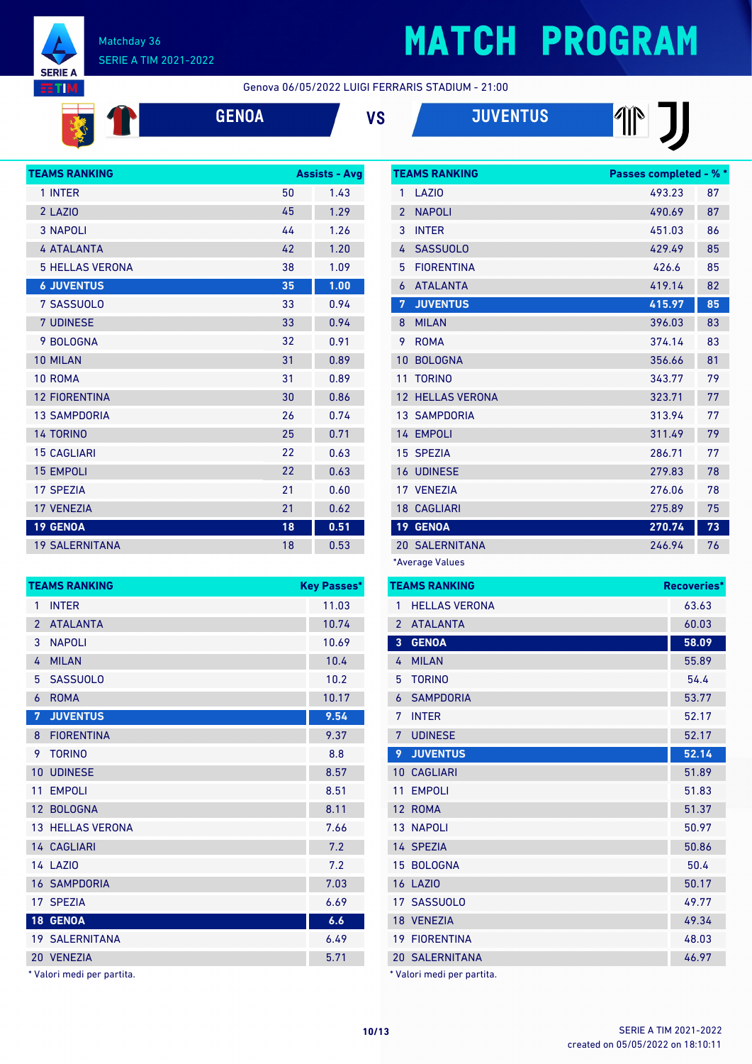# MATCH PROGRAM

Matchday 36
SERIE A TIM 2021-2022

Genova 06/05/2022 LUIGI FERRARIS STADIUM - 21:00

**GENOA** VS **JUVENTUS**

| TEAMS RANKING | Assists | Avg |
|---|---|---|
| 1 INTER | 50 | 1.43 |
| 2 LAZIO | 45 | 1.29 |
| 3 NAPOLI | 44 | 1.26 |
| 4 ATALANTA | 42 | 1.20 |
| 5 HELLAS VERONA | 38 | 1.09 |
| **6 JUVENTUS** | **35** | **1.00** |
| 7 SASSUOLO | 33 | 0.94 |
| 7 UDINESE | 33 | 0.94 |
| 9 BOLOGNA | 32 | 0.91 |
| 10 MILAN | 31 | 0.89 |
| 10 ROMA | 31 | 0.89 |
| 12 FIORENTINA | 30 | 0.86 |
| 13 SAMPDORIA | 26 | 0.74 |
| 14 TORINO | 25 | 0.71 |
| 15 CAGLIARI | 22 | 0.63 |
| 15 EMPOLI | 22 | 0.63 |
| 17 SPEZIA | 21 | 0.60 |
| 17 VENEZIA | 21 | 0.62 |
| **19 GENOA** | **18** | **0.51** |
| 19 SALERNITANA | 18 | 0.53 |

| TEAMS RANKING | Passes completed * | % * |
|---|---|---|
| 1 LAZIO | 493.23 | 87 |
| 2 NAPOLI | 490.69 | 87 |
| 3 INTER | 451.03 | 86 |
| 4 SASSUOLO | 429.49 | 85 |
| 5 FIORENTINA | 426.6 | 85 |
| 6 ATALANTA | 419.14 | 82 |
| **7 JUVENTUS** | **415.97** | **85** |
| 8 MILAN | 396.03 | 83 |
| 9 ROMA | 374.14 | 83 |
| 10 BOLOGNA | 356.66 | 81 |
| 11 TORINO | 343.77 | 79 |
| 12 HELLAS VERONA | 323.71 | 77 |
| 13 SAMPDORIA | 313.94 | 77 |
| 14 EMPOLI | 311.49 | 79 |
| 15 SPEZIA | 286.71 | 77 |
| 16 UDINESE | 279.83 | 78 |
| 17 VENEZIA | 276.06 | 78 |
| 18 CAGLIARI | 275.89 | 75 |
| **19 GENOA** | **270.74** | **73** |
| 20 SALERNITANA | 246.94 | 76 |

*Average Values

| TEAMS RANKING | Key Passes* |
|---|---|
| 1 INTER | 11.03 |
| 2 ATALANTA | 10.74 |
| 3 NAPOLI | 10.69 |
| 4 MILAN | 10.4 |
| 5 SASSUOLO | 10.2 |
| 6 ROMA | 10.17 |
| **7 JUVENTUS** | **9.54** |
| 8 FIORENTINA | 9.37 |
| 9 TORINO | 8.8 |
| 10 UDINESE | 8.57 |
| 11 EMPOLI | 8.51 |
| 12 BOLOGNA | 8.11 |
| 13 HELLAS VERONA | 7.66 |
| 14 CAGLIARI | 7.2 |
| 14 LAZIO | 7.2 |
| 16 SAMPDORIA | 7.03 |
| 17 SPEZIA | 6.69 |
| **18 GENOA** | **6.6** |
| 19 SALERNITANA | 6.49 |
| 20 VENEZIA | 5.71 |

* Valori medi per partita.

| TEAMS RANKING | Recoveries* |
|---|---|
| 1 HELLAS VERONA | 63.63 |
| 2 ATALANTA | 60.03 |
| **3 GENOA** | **58.09** |
| 4 MILAN | 55.89 |
| 5 TORINO | 54.4 |
| 6 SAMPDORIA | 53.77 |
| 7 INTER | 52.17 |
| 7 UDINESE | 52.17 |
| **9 JUVENTUS** | **52.14** |
| 10 CAGLIARI | 51.89 |
| 11 EMPOLI | 51.83 |
| 12 ROMA | 51.37 |
| 13 NAPOLI | 50.97 |
| 14 SPEZIA | 50.86 |
| 15 BOLOGNA | 50.4 |
| 16 LAZIO | 50.17 |
| 17 SASSUOLO | 49.77 |
| 18 VENEZIA | 49.34 |
| 19 FIORENTINA | 48.03 |
| 20 SALERNITANA | 46.97 |

* Valori medi per partita.

SERIE A TIM 2021-2022
created on 05/05/2022 on 18:10:11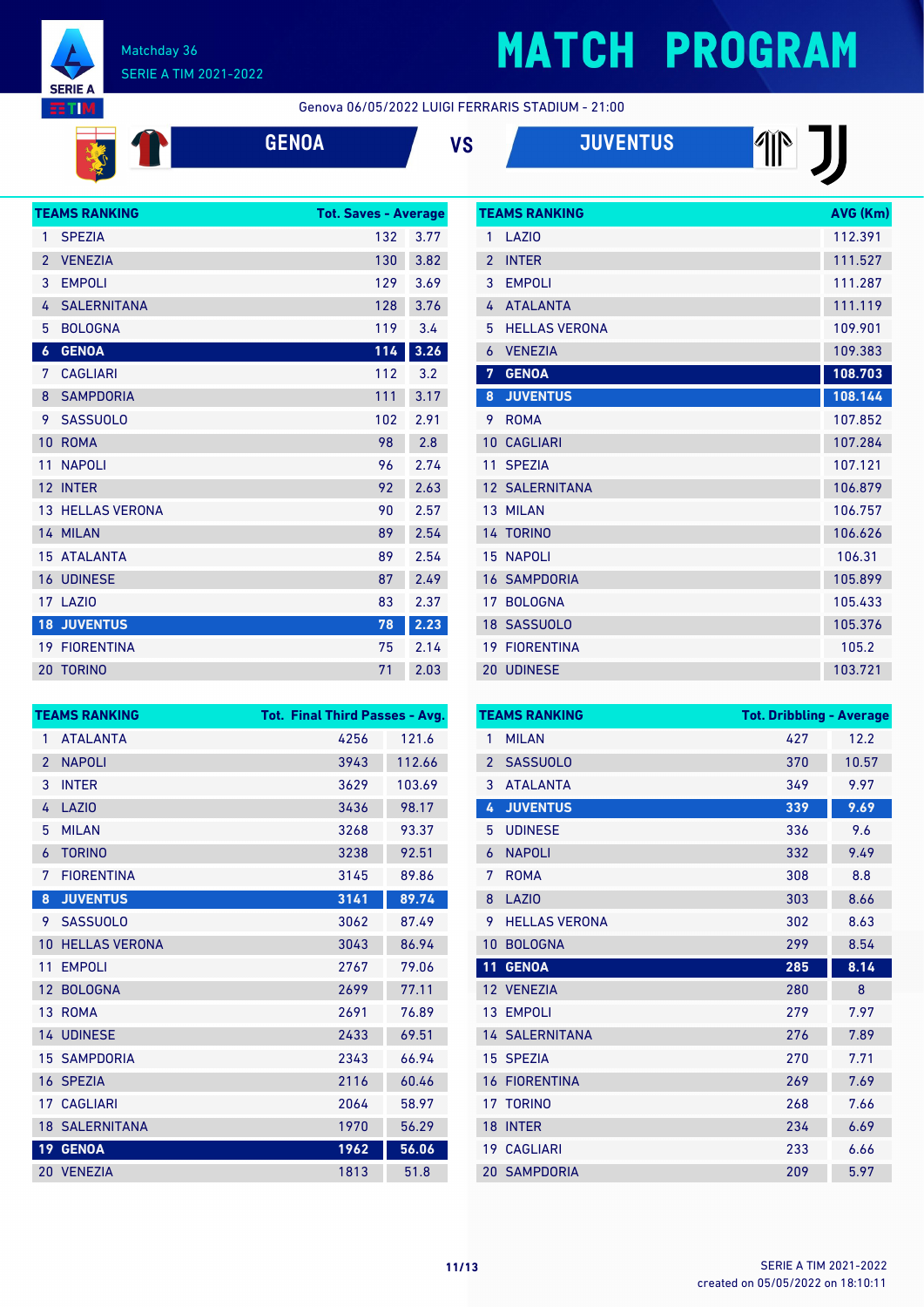# MATCH PROGRAM

Matchday 36
SERIE A TIM 2021-2022

Genova 06/05/2022 LUIGI FERRARIS STADIUM - 21:00

**GENOA** VS **JUVENTUS**

| TEAMS RANKING | Tot. Saves | Average |
|---|---|---|
| 1 SPEZIA | 132 | 3.77 |
| 2 VENEZIA | 130 | 3.82 |
| 3 EMPOLI | 129 | 3.69 |
| 4 SALERNITANA | 128 | 3.76 |
| 5 BOLOGNA | 119 | 3.4 |
| **6 GENOA** | **114** | **3.26** |
| 7 CAGLIARI | 112 | 3.2 |
| 8 SAMPDORIA | 111 | 3.17 |
| 9 SASSUOLO | 102 | 2.91 |
| 10 ROMA | 98 | 2.8 |
| 11 NAPOLI | 96 | 2.74 |
| 12 INTER | 92 | 2.63 |
| 13 HELLAS VERONA | 90 | 2.57 |
| 14 MILAN | 89 | 2.54 |
| 15 ATALANTA | 89 | 2.54 |
| 16 UDINESE | 87 | 2.49 |
| 17 LAZIO | 83 | 2.37 |
| **18 JUVENTUS** | **78** | **2.23** |
| 19 FIORENTINA | 75 | 2.14 |
| 20 TORINO | 71 | 2.03 |

| TEAMS RANKING | AVG (Km) |
|---|---|
| 1 LAZIO | 112.391 |
| 2 INTER | 111.527 |
| 3 EMPOLI | 111.287 |
| 4 ATALANTA | 111.119 |
| 5 HELLAS VERONA | 109.901 |
| 6 VENEZIA | 109.383 |
| **7 GENOA** | **108.703** |
| **8 JUVENTUS** | **108.144** |
| 9 ROMA | 107.852 |
| 10 CAGLIARI | 107.284 |
| 11 SPEZIA | 107.121 |
| 12 SALERNITANA | 106.879 |
| 13 MILAN | 106.757 |
| 14 TORINO | 106.626 |
| 15 NAPOLI | 106.31 |
| 16 SAMPDORIA | 105.899 |
| 17 BOLOGNA | 105.433 |
| 18 SASSUOLO | 105.376 |
| 19 FIORENTINA | 105.2 |
| 20 UDINESE | 103.721 |

| TEAMS RANKING | Tot. Final Third Passes | Avg. |
|---|---|---|
| 1 ATALANTA | 4256 | 121.6 |
| 2 NAPOLI | 3943 | 112.66 |
| 3 INTER | 3629 | 103.69 |
| 4 LAZIO | 3436 | 98.17 |
| 5 MILAN | 3268 | 93.37 |
| 6 TORINO | 3238 | 92.51 |
| 7 FIORENTINA | 3145 | 89.86 |
| **8 JUVENTUS** | **3141** | **89.74** |
| 9 SASSUOLO | 3062 | 87.49 |
| 10 HELLAS VERONA | 3043 | 86.94 |
| 11 EMPOLI | 2767 | 79.06 |
| 12 BOLOGNA | 2699 | 77.11 |
| 13 ROMA | 2691 | 76.89 |
| 14 UDINESE | 2433 | 69.51 |
| 15 SAMPDORIA | 2343 | 66.94 |
| 16 SPEZIA | 2116 | 60.46 |
| 17 CAGLIARI | 2064 | 58.97 |
| 18 SALERNITANA | 1970 | 56.29 |
| **19 GENOA** | **1962** | **56.06** |
| 20 VENEZIA | 1813 | 51.8 |

| TEAMS RANKING | Tot. Dribbling | Average |
|---|---|---|
| 1 MILAN | 427 | 12.2 |
| 2 SASSUOLO | 370 | 10.57 |
| 3 ATALANTA | 349 | 9.97 |
| **4 JUVENTUS** | **339** | **9.69** |
| 5 UDINESE | 336 | 9.6 |
| 6 NAPOLI | 332 | 9.49 |
| 7 ROMA | 308 | 8.8 |
| 8 LAZIO | 303 | 8.66 |
| 9 HELLAS VERONA | 302 | 8.63 |
| 10 BOLOGNA | 299 | 8.54 |
| **11 GENOA** | **285** | **8.14** |
| 12 VENEZIA | 280 | 8 |
| 13 EMPOLI | 279 | 7.97 |
| 14 SALERNITANA | 276 | 7.89 |
| 15 SPEZIA | 270 | 7.71 |
| 16 FIORENTINA | 269 | 7.69 |
| 17 TORINO | 268 | 7.66 |
| 18 INTER | 234 | 6.69 |
| 19 CAGLIARI | 233 | 6.66 |
| 20 SAMPDORIA | 209 | 5.97 |

created on 05/05/2022 on 18:10:11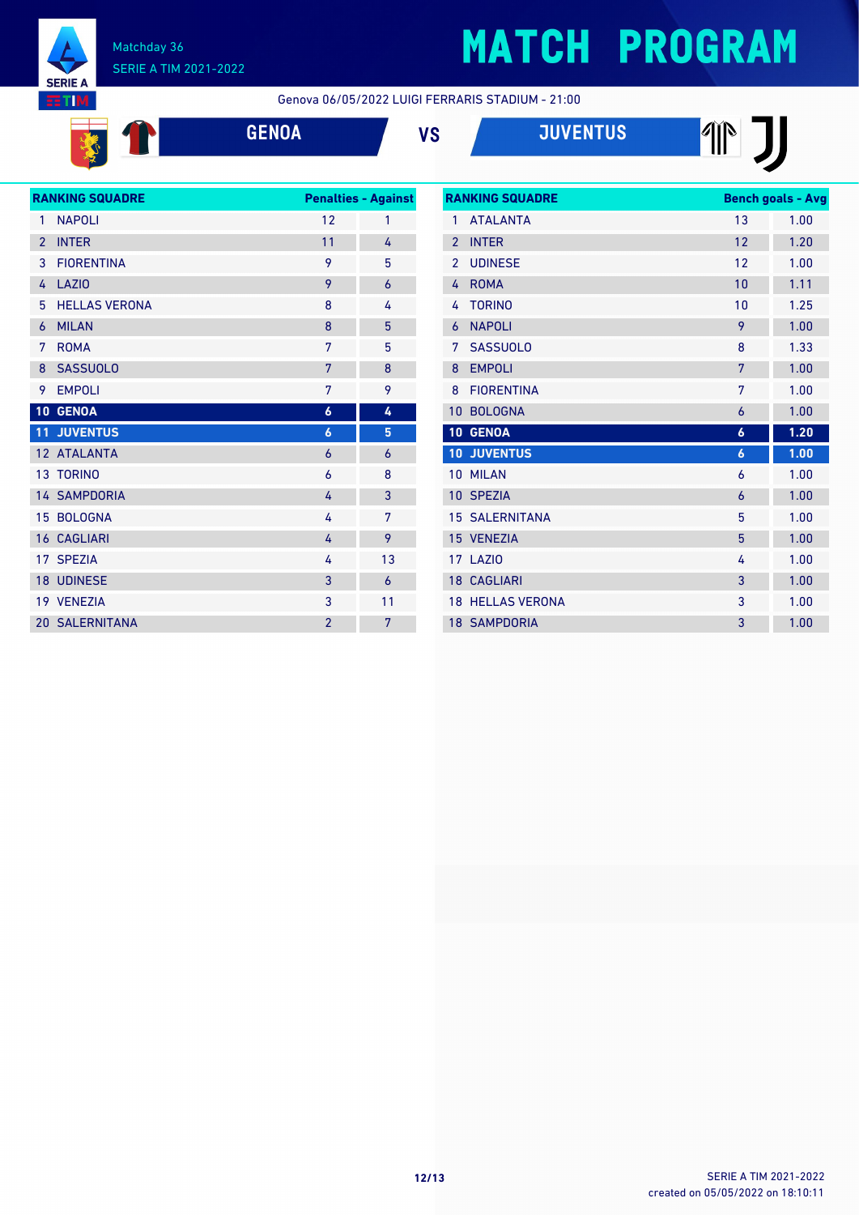# MATCH PROGRAM

Matchday 36
SERIE A TIM 2021-2022

Genova 06/05/2022 LUIGI FERRARIS STADIUM - 21:00

**GENOA** VS **JUVENTUS**

| RANKING SQUADRE | | Penalties | Against |
|---|---|---|---|
| 1 | NAPOLI | 12 | 1 |
| 2 | INTER | 11 | 4 |
| 3 | FIORENTINA | 9 | 5 |
| 4 | LAZIO | 9 | 6 |
| 5 | HELLAS VERONA | 8 | 4 |
| 6 | MILAN | 8 | 5 |
| 7 | ROMA | 7 | 5 |
| 8 | SASSUOLO | 7 | 8 |
| 9 | EMPOLI | 7 | 9 |
| **10** | **GENOA** | **6** | **4** |
| **11** | **JUVENTUS** | **6** | **5** |
| 12 | ATALANTA | 6 | 6 |
| 13 | TORINO | 6 | 8 |
| 14 | SAMPDORIA | 4 | 3 |
| 15 | BOLOGNA | 4 | 7 |
| 16 | CAGLIARI | 4 | 9 |
| 17 | SPEZIA | 4 | 13 |
| 18 | UDINESE | 3 | 6 |
| 19 | VENEZIA | 3 | 11 |
| 20 | SALERNITANA | 2 | 7 |

| RANKING SQUADRE | | Bench goals | Avg |
|---|---|---|---|
| 1 | ATALANTA | 13 | 1.00 |
| 2 | INTER | 12 | 1.20 |
| 2 | UDINESE | 12 | 1.00 |
| 4 | ROMA | 10 | 1.11 |
| 4 | TORINO | 10 | 1.25 |
| 6 | NAPOLI | 9 | 1.00 |
| 7 | SASSUOLO | 8 | 1.33 |
| 8 | EMPOLI | 7 | 1.00 |
| 8 | FIORENTINA | 7 | 1.00 |
| 10 | BOLOGNA | 6 | 1.00 |
| **10** | **GENOA** | **6** | **1.20** |
| **10** | **JUVENTUS** | **6** | **1.00** |
| 10 | MILAN | 6 | 1.00 |
| 10 | SPEZIA | 6 | 1.00 |
| 15 | SALERNITANA | 5 | 1.00 |
| 15 | VENEZIA | 5 | 1.00 |
| 17 | LAZIO | 4 | 1.00 |
| 18 | CAGLIARI | 3 | 1.00 |
| 18 | HELLAS VERONA | 3 | 1.00 |
| 18 | SAMPDORIA | 3 | 1.00 |

SERIE A TIM 2021-2022
created on 05/05/2022 on 18:10:11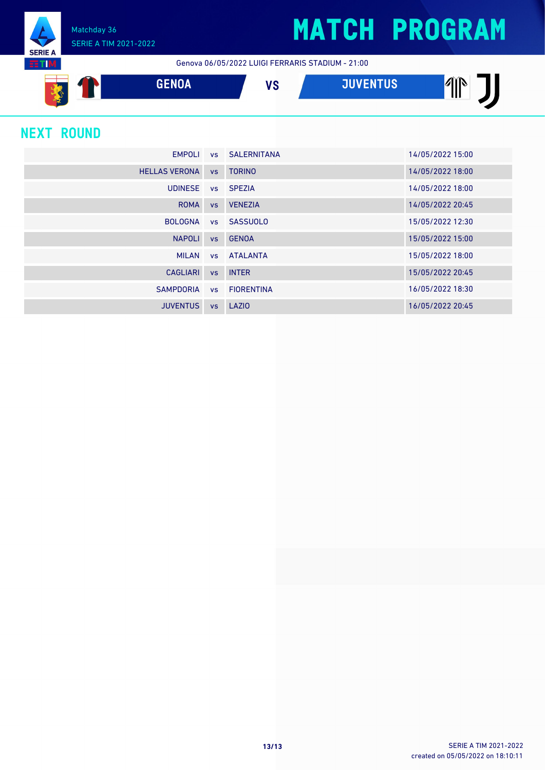# MATCH PROGRAM

Matchday 36
SERIE A TIM 2021-2022

Genova 06/05/2022 LUIGI FERRARIS STADIUM - 21:00

**GENOA** VS **JUVENTUS**

## NEXT ROUND

| | | | |
|---|---|---|---|
| EMPOLI | vs | SALERNITANA | 14/05/2022 15:00 |
| HELLAS VERONA | vs | TORINO | 14/05/2022 18:00 |
| UDINESE | vs | SPEZIA | 14/05/2022 18:00 |
| ROMA | vs | VENEZIA | 14/05/2022 20:45 |
| BOLOGNA | vs | SASSUOLO | 15/05/2022 12:30 |
| NAPOLI | vs | GENOA | 15/05/2022 15:00 |
| MILAN | vs | ATALANTA | 15/05/2022 18:00 |
| CAGLIARI | vs | INTER | 15/05/2022 20:45 |
| SAMPDORIA | vs | FIORENTINA | 16/05/2022 18:30 |
| JUVENTUS | vs | LAZIO | 16/05/2022 20:45 |

SERIE A TIM 2021-2022
created on 05/05/2022 on 18:10:11